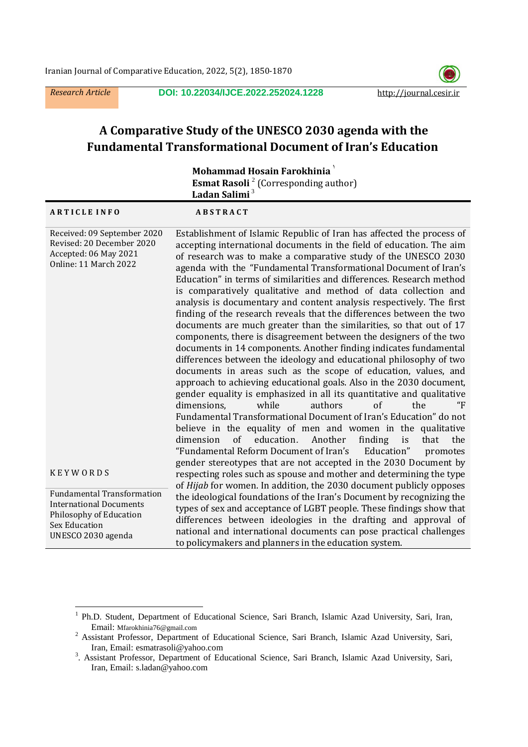*Research Article* **DOI: 10.22034/IJCE.2022.252024.1228** http://journal.cesir.ir

# A Comparative Study of the UNESCO 2030 agenda with the Fundamental Transformational Document of Iran's Education

**Mohammad Hosain Farokhinia** [1]
**Esmat Rasoli** [2] (Corresponding author)
**Ladan Salimi** [3]

**ARTICLE INFO**

Received: 09 September 2020
Revised: 20 December 2020
Accepted: 06 May 2021
Online: 11 March 2022

**KEYWORDS**

Fundamental Transformation
International Documents
Philosophy of Education
Sex Education
UNESCO 2030 agenda

**ABSTRACT**

Establishment of Islamic Republic of Iran has affected the process of accepting international documents in the field of education. The aim of research was to make a comparative study of the UNESCO 2030 agenda with the "Fundamental Transformational Document of Iran's Education" in terms of similarities and differences. Research method is comparatively qualitative and method of data collection and analysis is documentary and content analysis respectively. The first finding of the research reveals that the differences between the two documents are much greater than the similarities, so that out of 17 components, there is disagreement between the designers of the two documents in 14 components. Another finding indicates fundamental differences between the ideology and educational philosophy of two documents in areas such as the scope of education, values, and approach to achieving educational goals. Also in the 2030 document, gender equality is emphasized in all its quantitative and qualitative dimensions, while authors of the "F Fundamental Transformational Document of Iran's Education" do not believe in the equality of men and women in the qualitative dimension of education. Another finding is that the "Fundamental Reform Document of Iran's Education" promotes gender stereotypes that are not accepted in the 2030 Document by respecting roles such as spouse and mother and determining the type of *Hijab* for women. In addition, the 2030 document publicly opposes the ideological foundations of the Iran's Document by recognizing the types of sex and acceptance of LGBT people. These findings show that differences between ideologies in the drafting and approval of national and international documents can pose practical challenges to policymakers and planners in the education system.

---

[1] Ph.D. Student, Department of Educational Science, Sari Branch, Islamic Azad University, Sari, Iran, Email: Mfarokhinia76@gmail.com

[2] Assistant Professor, Department of Educational Science, Sari Branch, Islamic Azad University, Sari, Iran, Email: esmatrasoli@yahoo.com

[3] Assistant Professor, Department of Educational Science, Sari Branch, Islamic Azad University, Sari, Iran, Email: s.ladan@yahoo.com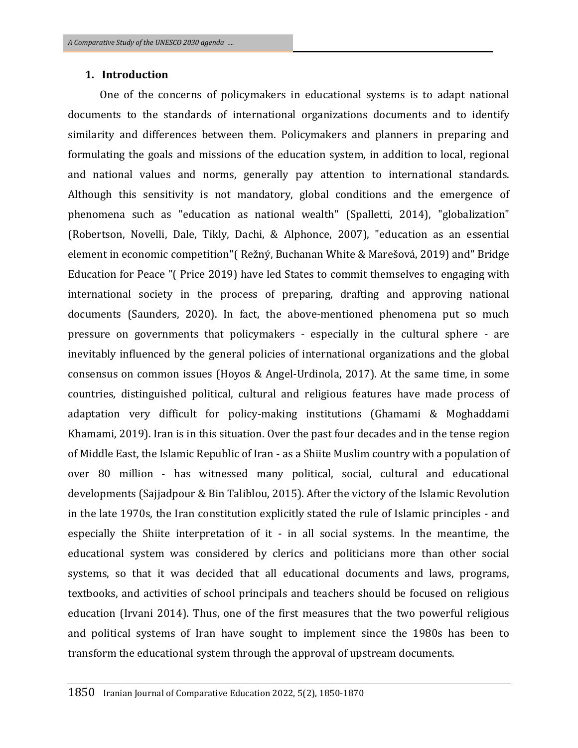## 1. Introduction

One of the concerns of policymakers in educational systems is to adapt national documents to the standards of international organizations documents and to identify similarity and differences between them. Policymakers and planners in preparing and formulating the goals and missions of the education system, in addition to local, regional and national values and norms, generally pay attention to international standards. Although this sensitivity is not mandatory, global conditions and the emergence of phenomena such as "education as national wealth" (Spalletti, 2014), "globalization" (Robertson, Novelli, Dale, Tikly, Dachi, & Alphonce, 2007), "education as an essential element in economic competition"( Režný, Buchanan White & Marešová, 2019) and" Bridge Education for Peace "( Price 2019) have led States to commit themselves to engaging with international society in the process of preparing, drafting and approving national documents (Saunders, 2020). In fact, the above-mentioned phenomena put so much pressure on governments that policymakers - especially in the cultural sphere - are inevitably influenced by the general policies of international organizations and the global consensus on common issues (Hoyos & Angel-Urdinola, 2017). At the same time, in some countries, distinguished political, cultural and religious features have made process of adaptation very difficult for policy-making institutions (Ghamami & Moghaddami Khamami, 2019). Iran is in this situation. Over the past four decades and in the tense region of Middle East, the Islamic Republic of Iran - as a Shiite Muslim country with a population of over 80 million - has witnessed many political, social, cultural and educational developments (Sajjadpour & Bin Taliblou, 2015). After the victory of the Islamic Revolution in the late 1970s, the Iran constitution explicitly stated the rule of Islamic principles - and especially the Shiite interpretation of it - in all social systems. In the meantime, the educational system was considered by clerics and politicians more than other social systems, so that it was decided that all educational documents and laws, programs, textbooks, and activities of school principals and teachers should be focused on religious education (Irvani 2014). Thus, one of the first measures that the two powerful religious and political systems of Iran have sought to implement since the 1980s has been to transform the educational system through the approval of upstream documents.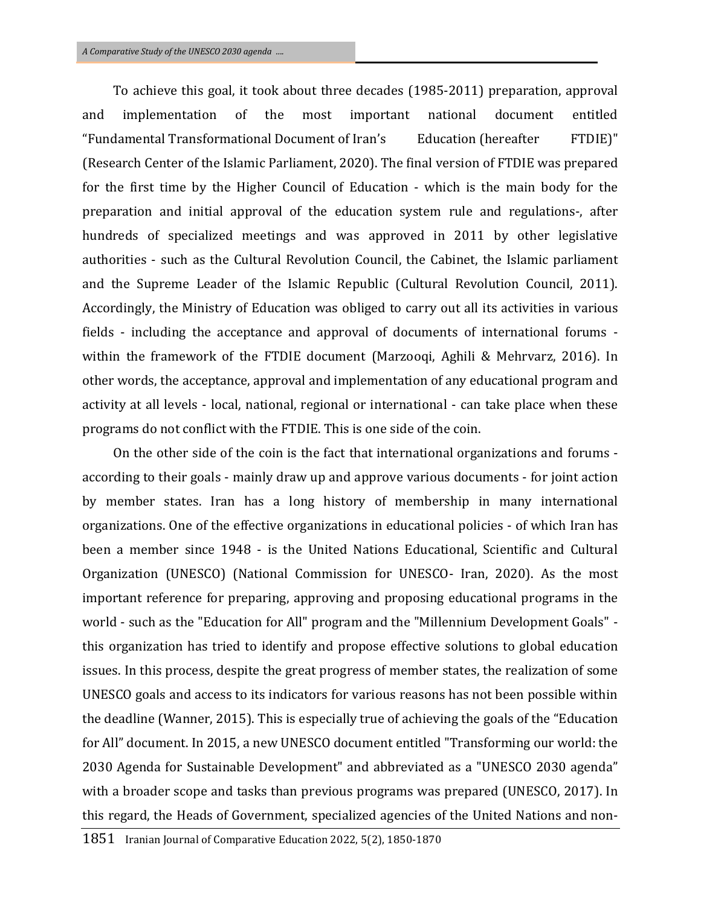To achieve this goal, it took about three decades (1985-2011) preparation, approval and implementation of the most important national document entitled "Fundamental Transformational Document of Iran's Education (hereafter FTDIE)" (Research Center of the Islamic Parliament, 2020). The final version of FTDIE was prepared for the first time by the Higher Council of Education - which is the main body for the preparation and initial approval of the education system rule and regulations-, after hundreds of specialized meetings and was approved in 2011 by other legislative authorities - such as the Cultural Revolution Council, the Cabinet, the Islamic parliament and the Supreme Leader of the Islamic Republic (Cultural Revolution Council, 2011). Accordingly, the Ministry of Education was obliged to carry out all its activities in various fields - including the acceptance and approval of documents of international forums - within the framework of the FTDIE document (Marzooqi, Aghili & Mehrvarz, 2016). In other words, the acceptance, approval and implementation of any educational program and activity at all levels - local, national, regional or international - can take place when these programs do not conflict with the FTDIE. This is one side of the coin.

On the other side of the coin is the fact that international organizations and forums - according to their goals - mainly draw up and approve various documents - for joint action by member states. Iran has a long history of membership in many international organizations. One of the effective organizations in educational policies - of which Iran has been a member since 1948 - is the United Nations Educational, Scientific and Cultural Organization (UNESCO) (National Commission for UNESCO- Iran, 2020). As the most important reference for preparing, approving and proposing educational programs in the world - such as the "Education for All" program and the "Millennium Development Goals" - this organization has tried to identify and propose effective solutions to global education issues. In this process, despite the great progress of member states, the realization of some UNESCO goals and access to its indicators for various reasons has not been possible within the deadline (Wanner, 2015). This is especially true of achieving the goals of the "Education for All" document. In 2015, a new UNESCO document entitled "Transforming our world: the 2030 Agenda for Sustainable Development" and abbreviated as a "UNESCO 2030 agenda" with a broader scope and tasks than previous programs was prepared (UNESCO, 2017). In this regard, the Heads of Government, specialized agencies of the United Nations and non-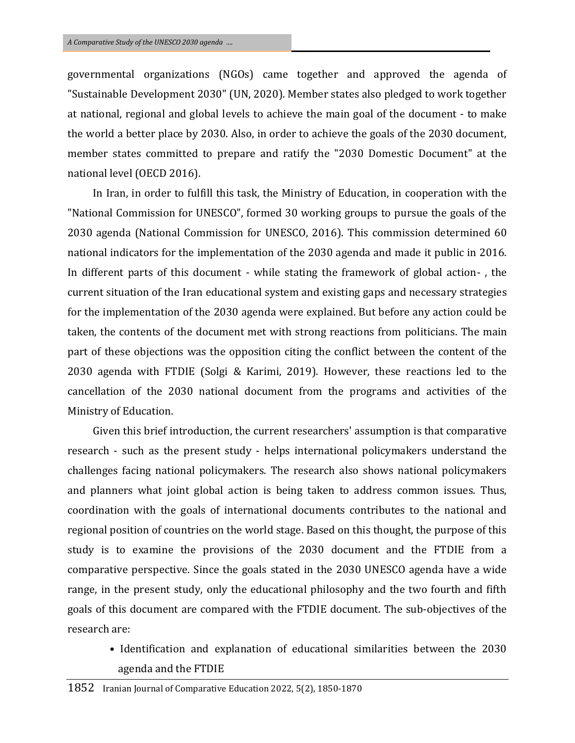governmental organizations (NGOs) came together and approved the agenda of "Sustainable Development 2030" (UN, 2020). Member states also pledged to work together at national, regional and global levels to achieve the main goal of the document - to make the world a better place by 2030. Also, in order to achieve the goals of the 2030 document, member states committed to prepare and ratify the "2030 Domestic Document" at the national level (OECD 2016).

In Iran, in order to fulfill this task, the Ministry of Education, in cooperation with the "National Commission for UNESCO", formed 30 working groups to pursue the goals of the 2030 agenda (National Commission for UNESCO, 2016). This commission determined 60 national indicators for the implementation of the 2030 agenda and made it public in 2016. In different parts of this document - while stating the framework of global action- , the current situation of the Iran educational system and existing gaps and necessary strategies for the implementation of the 2030 agenda were explained. But before any action could be taken, the contents of the document met with strong reactions from politicians. The main part of these objections was the opposition citing the conflict between the content of the 2030 agenda with FTDIE (Solgi & Karimi, 2019). However, these reactions led to the cancellation of the 2030 national document from the programs and activities of the Ministry of Education.

Given this brief introduction, the current researchers' assumption is that comparative research - such as the present study - helps international policymakers understand the challenges facing national policymakers. The research also shows national policymakers and planners what joint global action is being taken to address common issues. Thus, coordination with the goals of international documents contributes to the national and regional position of countries on the world stage. Based on this thought, the purpose of this study is to examine the provisions of the 2030 document and the FTDIE from a comparative perspective. Since the goals stated in the 2030 UNESCO agenda have a wide range, in the present study, only the educational philosophy and the two fourth and fifth goals of this document are compared with the FTDIE document. The sub-objectives of the research are:

- Identification and explanation of educational similarities between the 2030 agenda and the FTDIE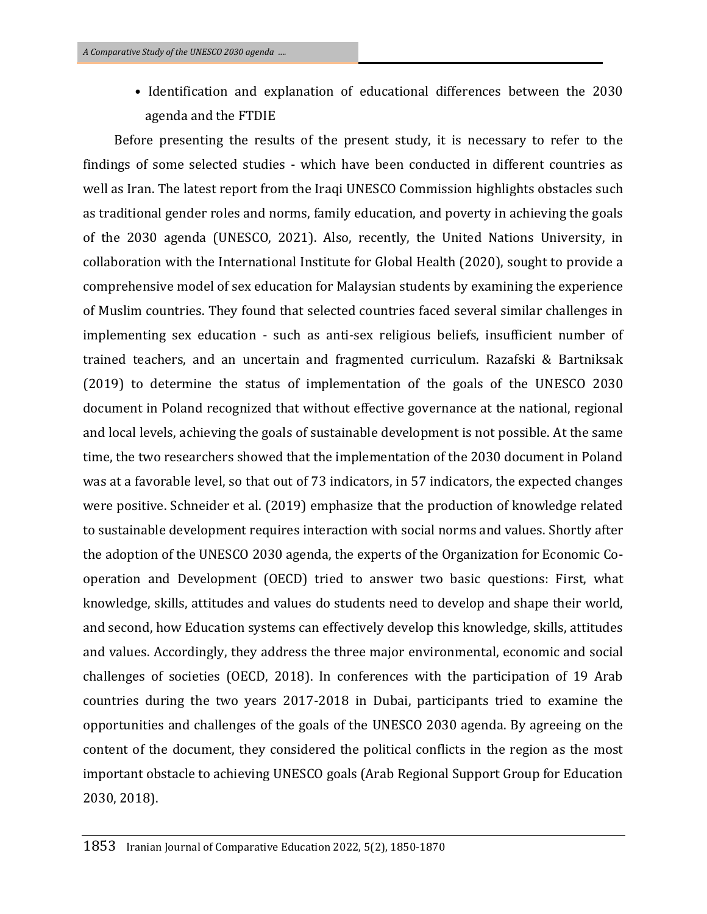- Identification and explanation of educational differences between the 2030 agenda and the FTDIE

Before presenting the results of the present study, it is necessary to refer to the findings of some selected studies - which have been conducted in different countries as well as Iran. The latest report from the Iraqi UNESCO Commission highlights obstacles such as traditional gender roles and norms, family education, and poverty in achieving the goals of the 2030 agenda (UNESCO, 2021). Also, recently, the United Nations University, in collaboration with the International Institute for Global Health (2020), sought to provide a comprehensive model of sex education for Malaysian students by examining the experience of Muslim countries. They found that selected countries faced several similar challenges in implementing sex education - such as anti-sex religious beliefs, insufficient number of trained teachers, and an uncertain and fragmented curriculum. Razafski & Bartniksak (2019) to determine the status of implementation of the goals of the UNESCO 2030 document in Poland recognized that without effective governance at the national, regional and local levels, achieving the goals of sustainable development is not possible. At the same time, the two researchers showed that the implementation of the 2030 document in Poland was at a favorable level, so that out of 73 indicators, in 57 indicators, the expected changes were positive. Schneider et al. (2019) emphasize that the production of knowledge related to sustainable development requires interaction with social norms and values. Shortly after the adoption of the UNESCO 2030 agenda, the experts of the Organization for Economic Co-operation and Development (OECD) tried to answer two basic questions: First, what knowledge, skills, attitudes and values do students need to develop and shape their world, and second, how Education systems can effectively develop this knowledge, skills, attitudes and values. Accordingly, they address the three major environmental, economic and social challenges of societies (OECD, 2018). In conferences with the participation of 19 Arab countries during the two years 2017-2018 in Dubai, participants tried to examine the opportunities and challenges of the goals of the UNESCO 2030 agenda. By agreeing on the content of the document, they considered the political conflicts in the region as the most important obstacle to achieving UNESCO goals (Arab Regional Support Group for Education 2030, 2018).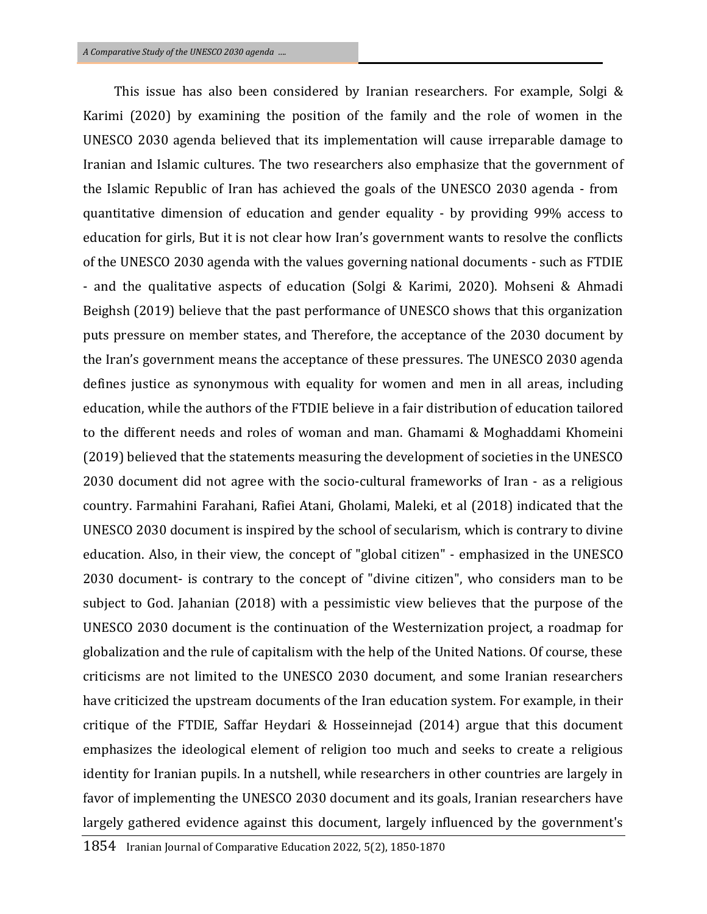This issue has also been considered by Iranian researchers. For example, Solgi & Karimi (2020) by examining the position of the family and the role of women in the UNESCO 2030 agenda believed that its implementation will cause irreparable damage to Iranian and Islamic cultures. The two researchers also emphasize that the government of the Islamic Republic of Iran has achieved the goals of the UNESCO 2030 agenda - from quantitative dimension of education and gender equality - by providing 99% access to education for girls, But it is not clear how Iran's government wants to resolve the conflicts of the UNESCO 2030 agenda with the values governing national documents - such as FTDIE - and the qualitative aspects of education (Solgi & Karimi, 2020). Mohseni & Ahmadi Beighsh (2019) believe that the past performance of UNESCO shows that this organization puts pressure on member states, and Therefore, the acceptance of the 2030 document by the Iran's government means the acceptance of these pressures. The UNESCO 2030 agenda defines justice as synonymous with equality for women and men in all areas, including education, while the authors of the FTDIE believe in a fair distribution of education tailored to the different needs and roles of woman and man. Ghamami & Moghaddami Khomeini (2019) believed that the statements measuring the development of societies in the UNESCO 2030 document did not agree with the socio-cultural frameworks of Iran - as a religious country. Farmahini Farahani, Rafiei Atani, Gholami, Maleki, et al (2018) indicated that the UNESCO 2030 document is inspired by the school of secularism, which is contrary to divine education. Also, in their view, the concept of "global citizen" - emphasized in the UNESCO 2030 document- is contrary to the concept of "divine citizen", who considers man to be subject to God. Jahanian (2018) with a pessimistic view believes that the purpose of the UNESCO 2030 document is the continuation of the Westernization project, a roadmap for globalization and the rule of capitalism with the help of the United Nations. Of course, these criticisms are not limited to the UNESCO 2030 document, and some Iranian researchers have criticized the upstream documents of the Iran education system. For example, in their critique of the FTDIE, Saffar Heydari & Hosseinnejad (2014) argue that this document emphasizes the ideological element of religion too much and seeks to create a religious identity for Iranian pupils. In a nutshell, while researchers in other countries are largely in favor of implementing the UNESCO 2030 document and its goals, Iranian researchers have largely gathered evidence against this document, largely influenced by the government's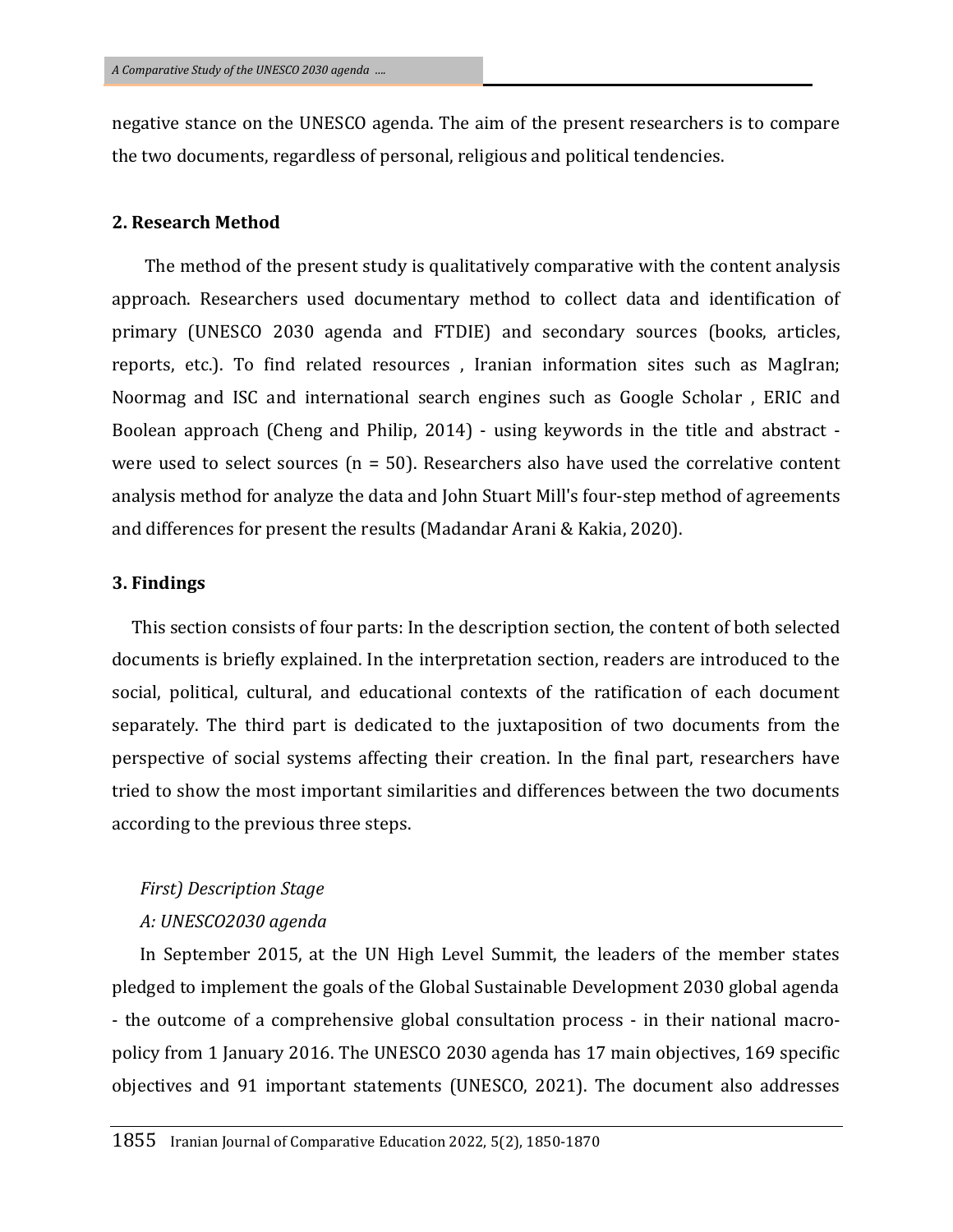negative stance on the UNESCO agenda. The aim of the present researchers is to compare the two documents, regardless of personal, religious and political tendencies.

## 2. Research Method

The method of the present study is qualitatively comparative with the content analysis approach. Researchers used documentary method to collect data and identification of primary (UNESCO 2030 agenda and FTDIE) and secondary sources (books, articles, reports, etc.). To find related resources , Iranian information sites such as MagIran; Noormag and ISC and international search engines such as Google Scholar , ERIC and Boolean approach (Cheng and Philip, 2014) - using keywords in the title and abstract - were used to select sources (n = 50). Researchers also have used the correlative content analysis method for analyze the data and John Stuart Mill's four-step method of agreements and differences for present the results (Madandar Arani & Kakia, 2020).

## 3. Findings

This section consists of four parts: In the description section, the content of both selected documents is briefly explained. In the interpretation section, readers are introduced to the social, political, cultural, and educational contexts of the ratification of each document separately. The third part is dedicated to the juxtaposition of two documents from the perspective of social systems affecting their creation. In the final part, researchers have tried to show the most important similarities and differences between the two documents according to the previous three steps.

*First) Description Stage*

*A: UNESCO2030 agenda*

In September 2015, at the UN High Level Summit, the leaders of the member states pledged to implement the goals of the Global Sustainable Development 2030 global agenda - the outcome of a comprehensive global consultation process - in their national macro-policy from 1 January 2016. The UNESCO 2030 agenda has 17 main objectives, 169 specific objectives and 91 important statements (UNESCO, 2021). The document also addresses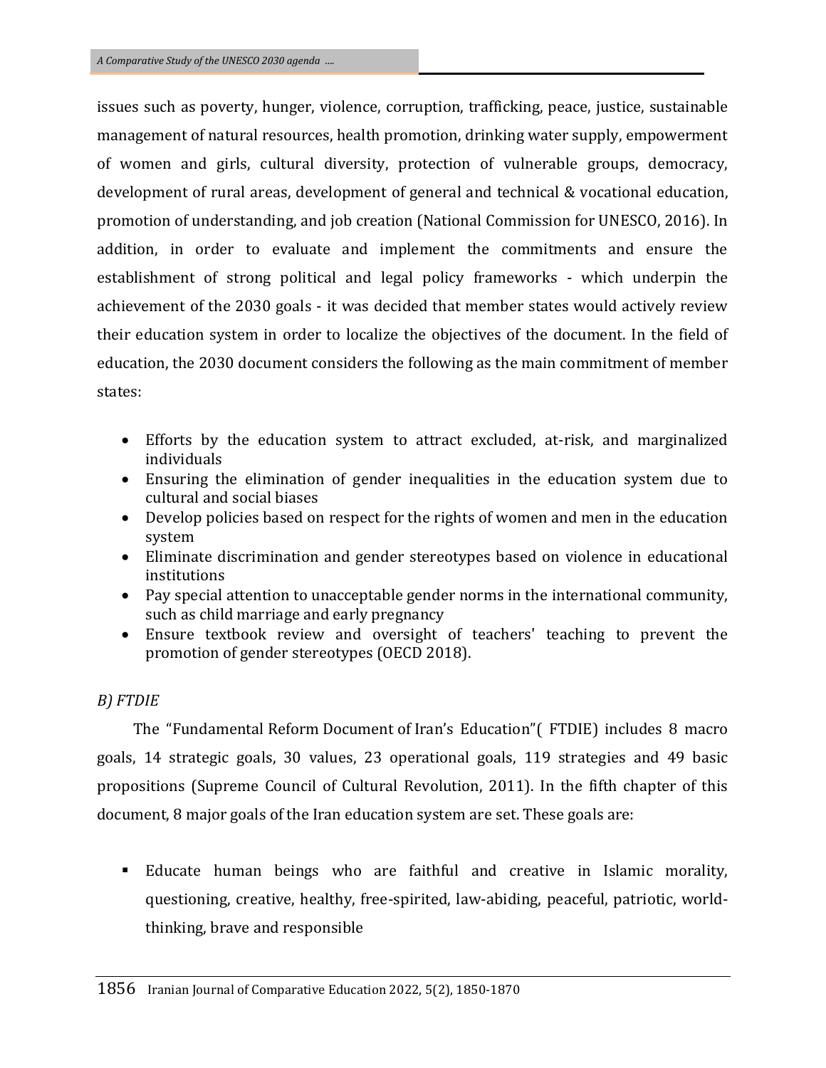issues such as poverty, hunger, violence, corruption, trafficking, peace, justice, sustainable management of natural resources, health promotion, drinking water supply, empowerment of women and girls, cultural diversity, protection of vulnerable groups, democracy, development of rural areas, development of general and technical & vocational education, promotion of understanding, and job creation (National Commission for UNESCO, 2016). In addition, in order to evaluate and implement the commitments and ensure the establishment of strong political and legal policy frameworks - which underpin the achievement of the 2030 goals - it was decided that member states would actively review their education system in order to localize the objectives of the document. In the field of education, the 2030 document considers the following as the main commitment of member states:

- Efforts by the education system to attract excluded, at-risk, and marginalized individuals
- Ensuring the elimination of gender inequalities in the education system due to cultural and social biases
- Develop policies based on respect for the rights of women and men in the education system
- Eliminate discrimination and gender stereotypes based on violence in educational institutions
- Pay special attention to unacceptable gender norms in the international community, such as child marriage and early pregnancy
- Ensure textbook review and oversight of teachers' teaching to prevent the promotion of gender stereotypes (OECD 2018).

*B) FTDIE*

The "Fundamental Reform Document of Iran's Education"( FTDIE) includes 8 macro goals, 14 strategic goals, 30 values, 23 operational goals, 119 strategies and 49 basic propositions (Supreme Council of Cultural Revolution, 2011). In the fifth chapter of this document, 8 major goals of the Iran education system are set. These goals are:

- Educate human beings who are faithful and creative in Islamic morality, questioning, creative, healthy, free-spirited, law-abiding, peaceful, patriotic, world-thinking, brave and responsible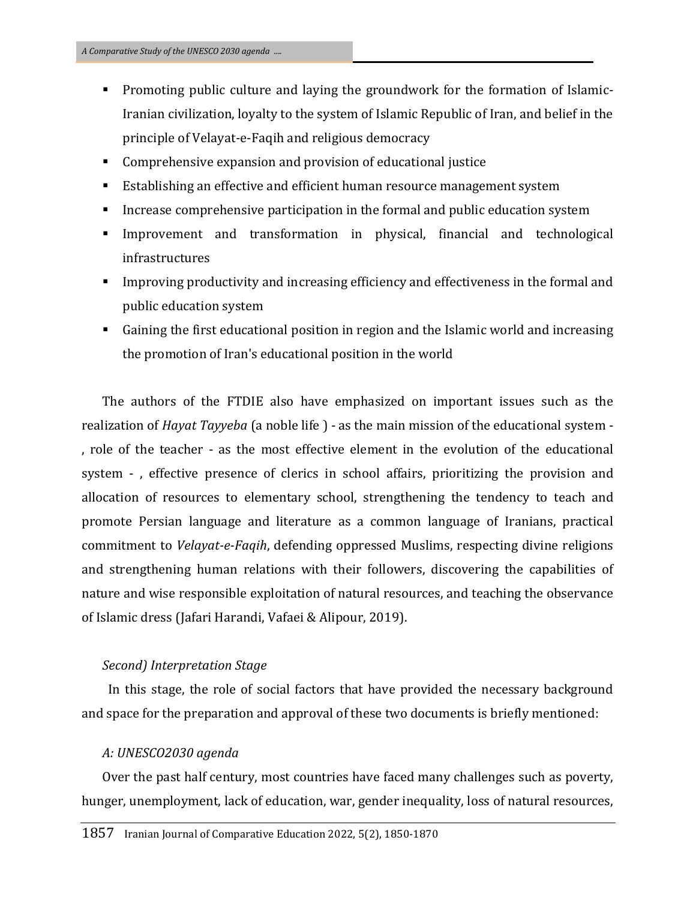- Promoting public culture and laying the groundwork for the formation of Islamic-Iranian civilization, loyalty to the system of Islamic Republic of Iran, and belief in the principle of Velayat-e-Faqih and religious democracy
- Comprehensive expansion and provision of educational justice
- Establishing an effective and efficient human resource management system
- Increase comprehensive participation in the formal and public education system
- Improvement and transformation in physical, financial and technological infrastructures
- Improving productivity and increasing efficiency and effectiveness in the formal and public education system
- Gaining the first educational position in region and the Islamic world and increasing the promotion of Iran's educational position in the world

The authors of the FTDIE also have emphasized on important issues such as the realization of *Hayat Tayyeba* (a noble life ) - as the main mission of the educational system - , role of the teacher - as the most effective element in the evolution of the educational system - , effective presence of clerics in school affairs, prioritizing the provision and allocation of resources to elementary school, strengthening the tendency to teach and promote Persian language and literature as a common language of Iranians, practical commitment to *Velayat-e-Faqih*, defending oppressed Muslims, respecting divine religions and strengthening human relations with their followers, discovering the capabilities of nature and wise responsible exploitation of natural resources, and teaching the observance of Islamic dress (Jafari Harandi, Vafaei & Alipour, 2019).

*Second) Interpretation Stage*

In this stage, the role of social factors that have provided the necessary background and space for the preparation and approval of these two documents is briefly mentioned:

*A: UNESCO2030 agenda*

Over the past half century, most countries have faced many challenges such as poverty, hunger, unemployment, lack of education, war, gender inequality, loss of natural resources,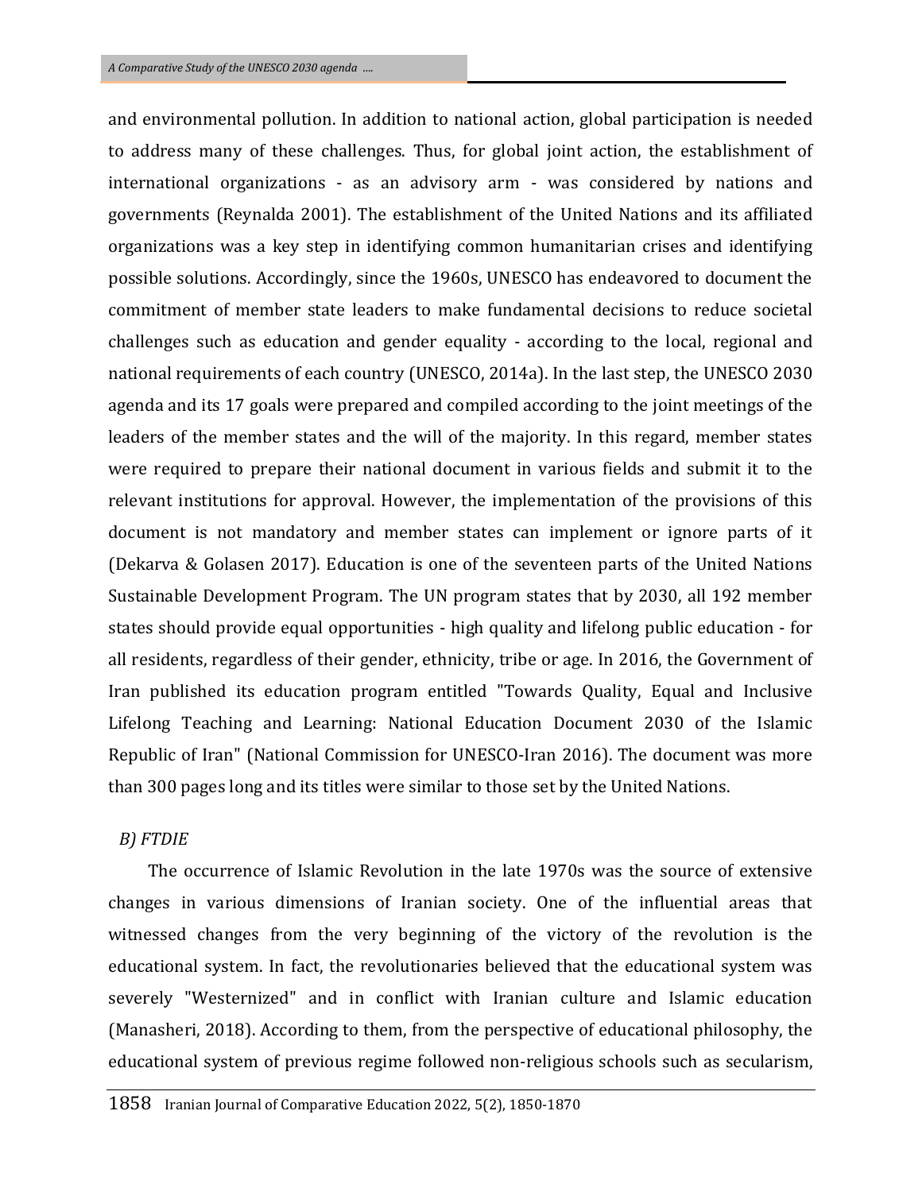and environmental pollution. In addition to national action, global participation is needed to address many of these challenges. Thus, for global joint action, the establishment of international organizations - as an advisory arm - was considered by nations and governments (Reynalda 2001). The establishment of the United Nations and its affiliated organizations was a key step in identifying common humanitarian crises and identifying possible solutions. Accordingly, since the 1960s, UNESCO has endeavored to document the commitment of member state leaders to make fundamental decisions to reduce societal challenges such as education and gender equality - according to the local, regional and national requirements of each country (UNESCO, 2014a). In the last step, the UNESCO 2030 agenda and its 17 goals were prepared and compiled according to the joint meetings of the leaders of the member states and the will of the majority. In this regard, member states were required to prepare their national document in various fields and submit it to the relevant institutions for approval. However, the implementation of the provisions of this document is not mandatory and member states can implement or ignore parts of it (Dekarva & Golasen 2017). Education is one of the seventeen parts of the United Nations Sustainable Development Program. The UN program states that by 2030, all 192 member states should provide equal opportunities - high quality and lifelong public education - for all residents, regardless of their gender, ethnicity, tribe or age. In 2016, the Government of Iran published its education program entitled "Towards Quality, Equal and Inclusive Lifelong Teaching and Learning: National Education Document 2030 of the Islamic Republic of Iran" (National Commission for UNESCO-Iran 2016). The document was more than 300 pages long and its titles were similar to those set by the United Nations.

*B) FTDIE*

The occurrence of Islamic Revolution in the late 1970s was the source of extensive changes in various dimensions of Iranian society. One of the influential areas that witnessed changes from the very beginning of the victory of the revolution is the educational system. In fact, the revolutionaries believed that the educational system was severely "Westernized" and in conflict with Iranian culture and Islamic education (Manasheri, 2018). According to them, from the perspective of educational philosophy, the educational system of previous regime followed non-religious schools such as secularism,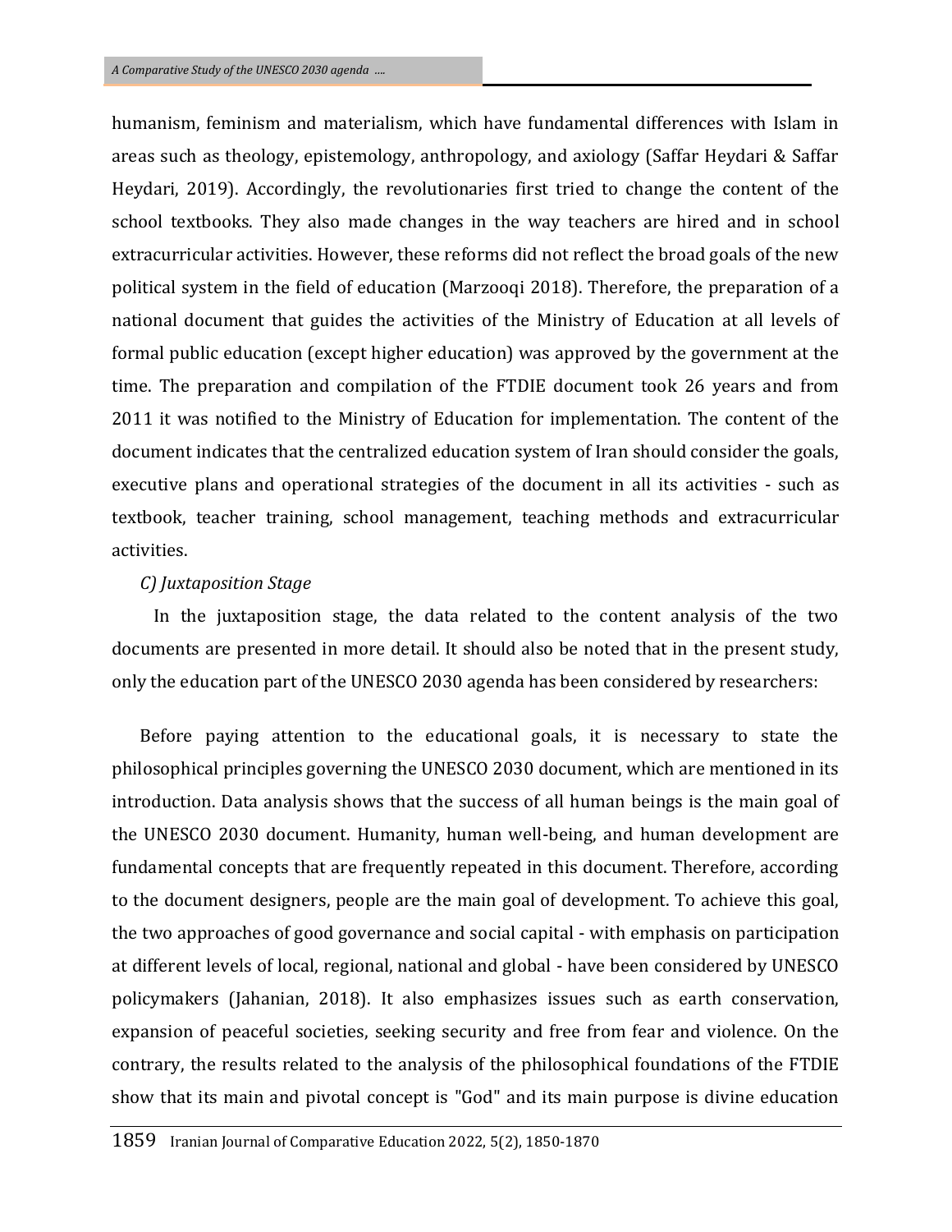humanism, feminism and materialism, which have fundamental differences with Islam in areas such as theology, epistemology, anthropology, and axiology (Saffar Heydari & Saffar Heydari, 2019). Accordingly, the revolutionaries first tried to change the content of the school textbooks. They also made changes in the way teachers are hired and in school extracurricular activities. However, these reforms did not reflect the broad goals of the new political system in the field of education (Marzooqi 2018). Therefore, the preparation of a national document that guides the activities of the Ministry of Education at all levels of formal public education (except higher education) was approved by the government at the time. The preparation and compilation of the FTDIE document took 26 years and from 2011 it was notified to the Ministry of Education for implementation. The content of the document indicates that the centralized education system of Iran should consider the goals, executive plans and operational strategies of the document in all its activities - such as textbook, teacher training, school management, teaching methods and extracurricular activities.

*C) Juxtaposition Stage*

In the juxtaposition stage, the data related to the content analysis of the two documents are presented in more detail. It should also be noted that in the present study, only the education part of the UNESCO 2030 agenda has been considered by researchers:

Before paying attention to the educational goals, it is necessary to state the philosophical principles governing the UNESCO 2030 document, which are mentioned in its introduction. Data analysis shows that the success of all human beings is the main goal of the UNESCO 2030 document. Humanity, human well-being, and human development are fundamental concepts that are frequently repeated in this document. Therefore, according to the document designers, people are the main goal of development. To achieve this goal, the two approaches of good governance and social capital - with emphasis on participation at different levels of local, regional, national and global - have been considered by UNESCO policymakers (Jahanian, 2018). It also emphasizes issues such as earth conservation, expansion of peaceful societies, seeking security and free from fear and violence. On the contrary, the results related to the analysis of the philosophical foundations of the FTDIE show that its main and pivotal concept is "God" and its main purpose is divine education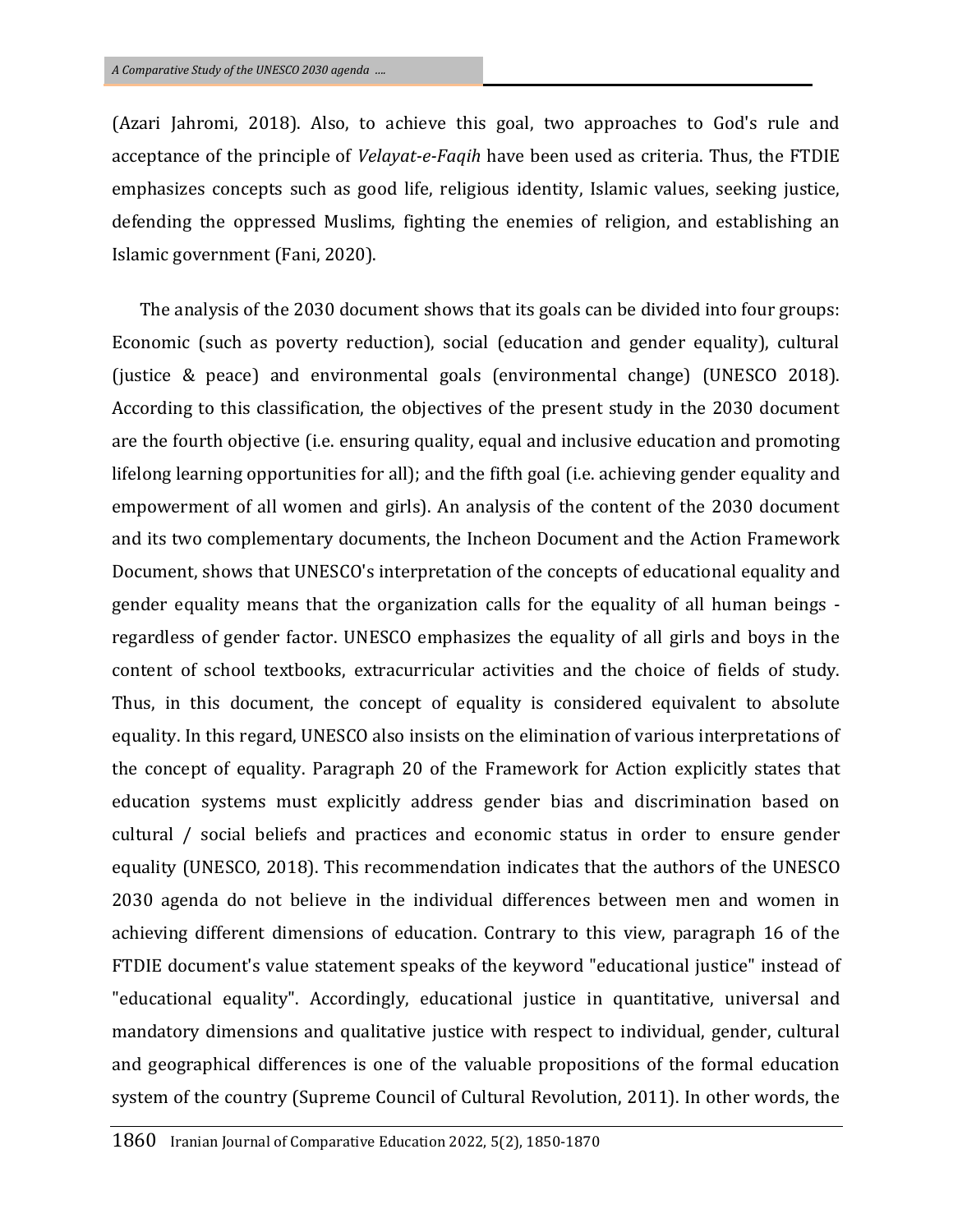(Azari Jahromi, 2018). Also, to achieve this goal, two approaches to God's rule and acceptance of the principle of *Velayat-e-Faqih* have been used as criteria. Thus, the FTDIE emphasizes concepts such as good life, religious identity, Islamic values, seeking justice, defending the oppressed Muslims, fighting the enemies of religion, and establishing an Islamic government (Fani, 2020).

The analysis of the 2030 document shows that its goals can be divided into four groups: Economic (such as poverty reduction), social (education and gender equality), cultural (justice & peace) and environmental goals (environmental change) (UNESCO 2018). According to this classification, the objectives of the present study in the 2030 document are the fourth objective (i.e. ensuring quality, equal and inclusive education and promoting lifelong learning opportunities for all); and the fifth goal (i.e. achieving gender equality and empowerment of all women and girls). An analysis of the content of the 2030 document and its two complementary documents, the Incheon Document and the Action Framework Document, shows that UNESCO's interpretation of the concepts of educational equality and gender equality means that the organization calls for the equality of all human beings - regardless of gender factor. UNESCO emphasizes the equality of all girls and boys in the content of school textbooks, extracurricular activities and the choice of fields of study. Thus, in this document, the concept of equality is considered equivalent to absolute equality. In this regard, UNESCO also insists on the elimination of various interpretations of the concept of equality. Paragraph 20 of the Framework for Action explicitly states that education systems must explicitly address gender bias and discrimination based on cultural / social beliefs and practices and economic status in order to ensure gender equality (UNESCO, 2018). This recommendation indicates that the authors of the UNESCO 2030 agenda do not believe in the individual differences between men and women in achieving different dimensions of education. Contrary to this view, paragraph 16 of the FTDIE document's value statement speaks of the keyword "educational justice" instead of "educational equality". Accordingly, educational justice in quantitative, universal and mandatory dimensions and qualitative justice with respect to individual, gender, cultural and geographical differences is one of the valuable propositions of the formal education system of the country (Supreme Council of Cultural Revolution, 2011). In other words, the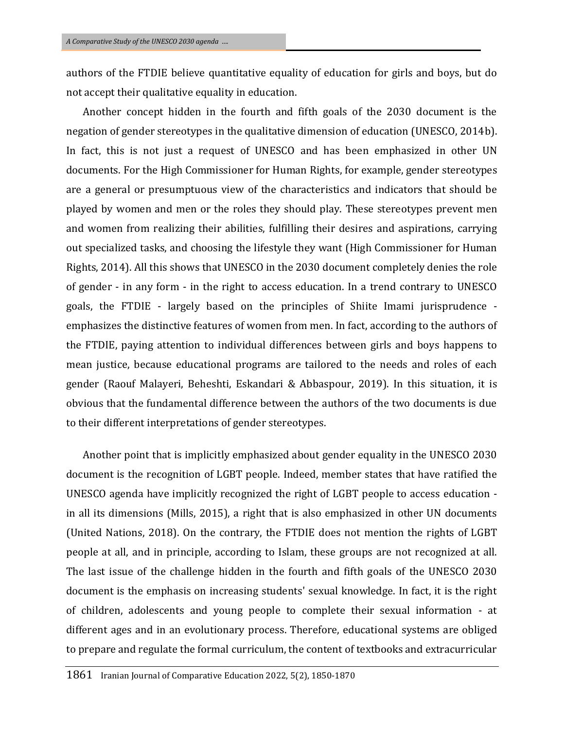authors of the FTDIE believe quantitative equality of education for girls and boys, but do not accept their qualitative equality in education.

Another concept hidden in the fourth and fifth goals of the 2030 document is the negation of gender stereotypes in the qualitative dimension of education (UNESCO, 2014b). In fact, this is not just a request of UNESCO and has been emphasized in other UN documents. For the High Commissioner for Human Rights, for example, gender stereotypes are a general or presumptuous view of the characteristics and indicators that should be played by women and men or the roles they should play. These stereotypes prevent men and women from realizing their abilities, fulfilling their desires and aspirations, carrying out specialized tasks, and choosing the lifestyle they want (High Commissioner for Human Rights, 2014). All this shows that UNESCO in the 2030 document completely denies the role of gender - in any form - in the right to access education. In a trend contrary to UNESCO goals, the FTDIE - largely based on the principles of Shiite Imami jurisprudence - emphasizes the distinctive features of women from men. In fact, according to the authors of the FTDIE, paying attention to individual differences between girls and boys happens to mean justice, because educational programs are tailored to the needs and roles of each gender (Raouf Malayeri, Beheshti, Eskandari & Abbaspour, 2019). In this situation, it is obvious that the fundamental difference between the authors of the two documents is due to their different interpretations of gender stereotypes.

Another point that is implicitly emphasized about gender equality in the UNESCO 2030 document is the recognition of LGBT people. Indeed, member states that have ratified the UNESCO agenda have implicitly recognized the right of LGBT people to access education - in all its dimensions (Mills, 2015), a right that is also emphasized in other UN documents (United Nations, 2018). On the contrary, the FTDIE does not mention the rights of LGBT people at all, and in principle, according to Islam, these groups are not recognized at all. The last issue of the challenge hidden in the fourth and fifth goals of the UNESCO 2030 document is the emphasis on increasing students' sexual knowledge. In fact, it is the right of children, adolescents and young people to complete their sexual information - at different ages and in an evolutionary process. Therefore, educational systems are obliged to prepare and regulate the formal curriculum, the content of textbooks and extracurricular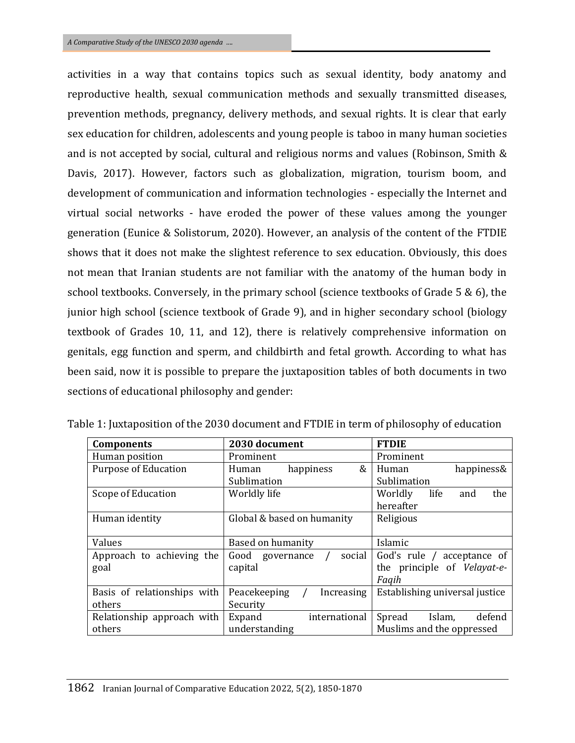activities in a way that contains topics such as sexual identity, body anatomy and reproductive health, sexual communication methods and sexually transmitted diseases, prevention methods, pregnancy, delivery methods, and sexual rights. It is clear that early sex education for children, adolescents and young people is taboo in many human societies and is not accepted by social, cultural and religious norms and values (Robinson, Smith & Davis, 2017). However, factors such as globalization, migration, tourism boom, and development of communication and information technologies - especially the Internet and virtual social networks - have eroded the power of these values among the younger generation (Eunice & Solistorum, 2020). However, an analysis of the content of the FTDIE shows that it does not make the slightest reference to sex education. Obviously, this does not mean that Iranian students are not familiar with the anatomy of the human body in school textbooks. Conversely, in the primary school (science textbooks of Grade 5 & 6), the junior high school (science textbook of Grade 9), and in higher secondary school (biology textbook of Grades 10, 11, and 12), there is relatively comprehensive information on genitals, egg function and sperm, and childbirth and fetal growth. According to what has been said, now it is possible to prepare the juxtaposition tables of both documents in two sections of educational philosophy and gender:

Table 1: Juxtaposition of the 2030 document and FTDIE in term of philosophy of education

| **Components** | **2030 document** | **FTDIE** |
| --- | --- | --- |
| Human position | Prominent | Prominent |
| Purpose of Education | Human happiness & Sublimation | Human happiness& Sublimation |
| Scope of Education | Worldly life | Worldly life and the hereafter |
| Human identity | Global & based on humanity | Religious |
| Values | Based on humanity | Islamic |
| Approach to achieving the goal | Good governance / social capital | God's rule / acceptance of the principle of *Velayat-e-Faqih* |
| Basis of relationships with others | Peacekeeping / Increasing Security | Establishing universal justice |
| Relationship approach with others | Expand international understanding | Spread Islam, defend Muslims and the oppressed |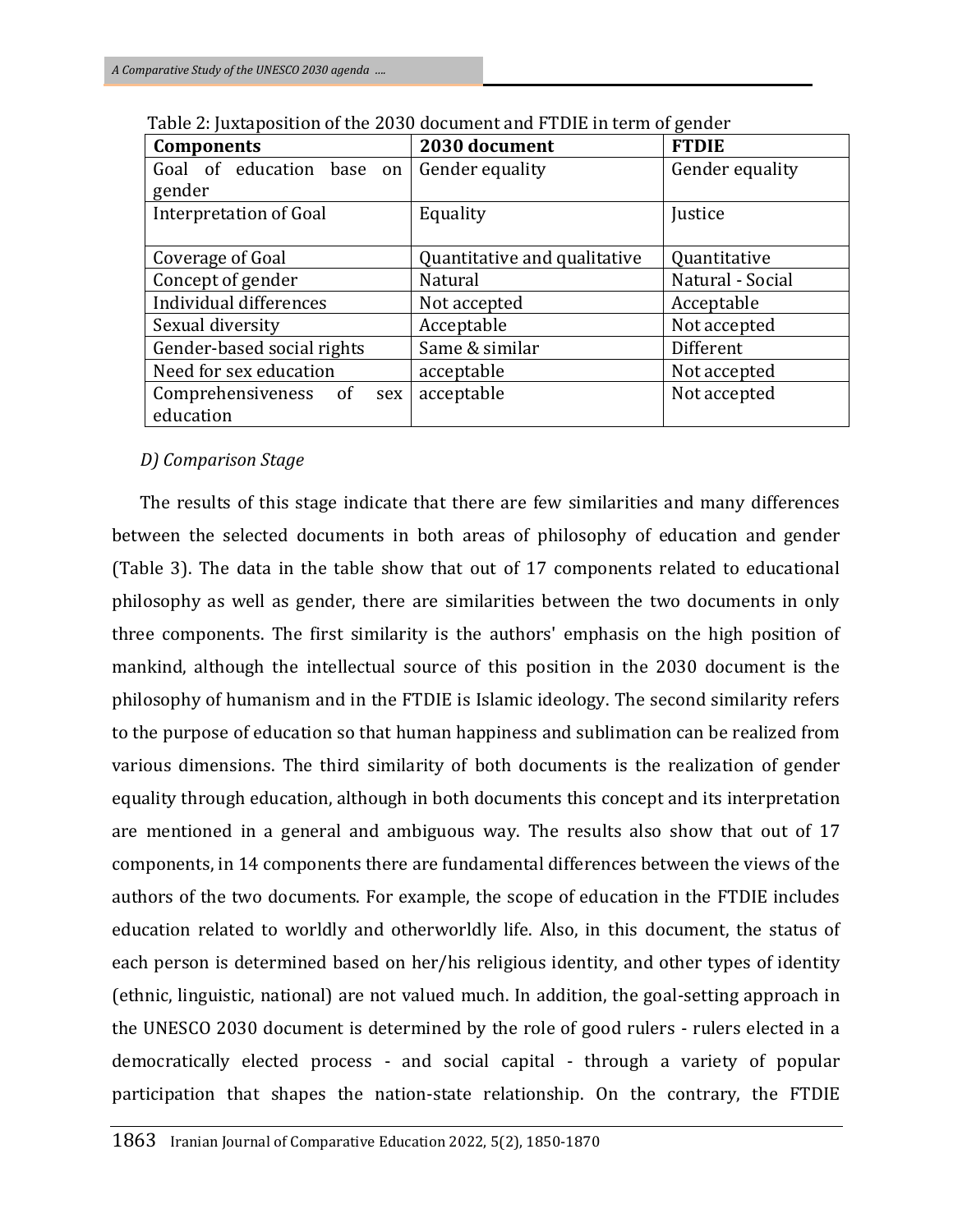Table 2: Juxtaposition of the 2030 document and FTDIE in term of gender

| Components | 2030 document | FTDIE |
|---|---|---|
| Goal of education base on gender | Gender equality | Gender equality |
| Interpretation of Goal | Equality | Justice |
| Coverage of Goal | Quantitative and qualitative | Quantitative |
| Concept of gender | Natural | Natural - Social |
| Individual differences | Not accepted | Acceptable |
| Sexual diversity | Acceptable | Not accepted |
| Gender-based social rights | Same & similar | Different |
| Need for sex education | acceptable | Not accepted |
| Comprehensiveness of sex education | acceptable | Not accepted |

*D) Comparison Stage*

The results of this stage indicate that there are few similarities and many differences between the selected documents in both areas of philosophy of education and gender (Table 3). The data in the table show that out of 17 components related to educational philosophy as well as gender, there are similarities between the two documents in only three components. The first similarity is the authors' emphasis on the high position of mankind, although the intellectual source of this position in the 2030 document is the philosophy of humanism and in the FTDIE is Islamic ideology. The second similarity refers to the purpose of education so that human happiness and sublimation can be realized from various dimensions. The third similarity of both documents is the realization of gender equality through education, although in both documents this concept and its interpretation are mentioned in a general and ambiguous way. The results also show that out of 17 components, in 14 components there are fundamental differences between the views of the authors of the two documents. For example, the scope of education in the FTDIE includes education related to worldly and otherworldly life. Also, in this document, the status of each person is determined based on her/his religious identity, and other types of identity (ethnic, linguistic, national) are not valued much. In addition, the goal-setting approach in the UNESCO 2030 document is determined by the role of good rulers - rulers elected in a democratically elected process - and social capital - through a variety of popular participation that shapes the nation-state relationship. On the contrary, the FTDIE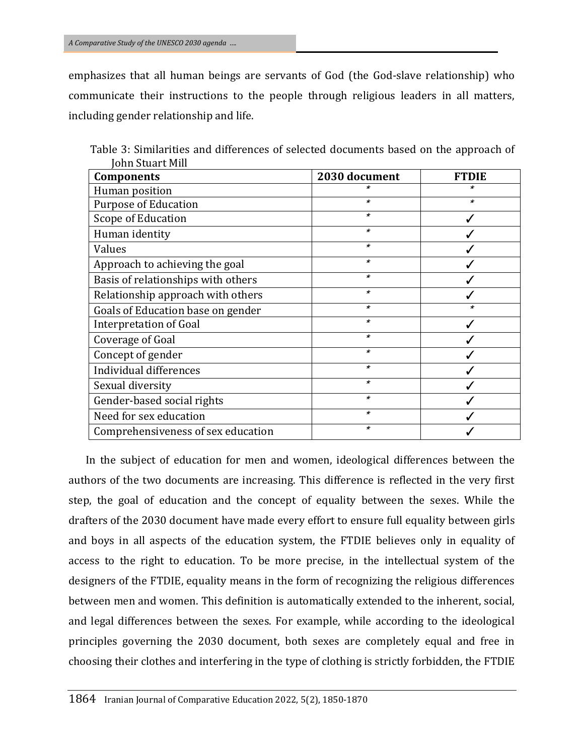emphasizes that all human beings are servants of God (the God-slave relationship) who communicate their instructions to the people through religious leaders in all matters, including gender relationship and life.

Table 3: Similarities and differences of selected documents based on the approach of John Stuart Mill

| Components | 2030 document | FTDIE |
|---|---|---|
| Human position | * | * |
| Purpose of Education | * | * |
| Scope of Education | * | ✓ |
| Human identity | * | ✓ |
| Values | * | ✓ |
| Approach to achieving the goal | * | ✓ |
| Basis of relationships with others | * | ✓ |
| Relationship approach with others | * | ✓ |
| Goals of Education base on gender | * | * |
| Interpretation of Goal | * | ✓ |
| Coverage of Goal | * | ✓ |
| Concept of gender | * | ✓ |
| Individual differences | * | ✓ |
| Sexual diversity | * | ✓ |
| Gender-based social rights | * | ✓ |
| Need for sex education | * | ✓ |
| Comprehensiveness of sex education | * | ✓ |

In the subject of education for men and women, ideological differences between the authors of the two documents are increasing. This difference is reflected in the very first step, the goal of education and the concept of equality between the sexes. While the drafters of the 2030 document have made every effort to ensure full equality between girls and boys in all aspects of the education system, the FTDIE believes only in equality of access to the right to education. To be more precise, in the intellectual system of the designers of the FTDIE, equality means in the form of recognizing the religious differences between men and women. This definition is automatically extended to the inherent, social, and legal differences between the sexes. For example, while according to the ideological principles governing the 2030 document, both sexes are completely equal and free in choosing their clothes and interfering in the type of clothing is strictly forbidden, the FTDIE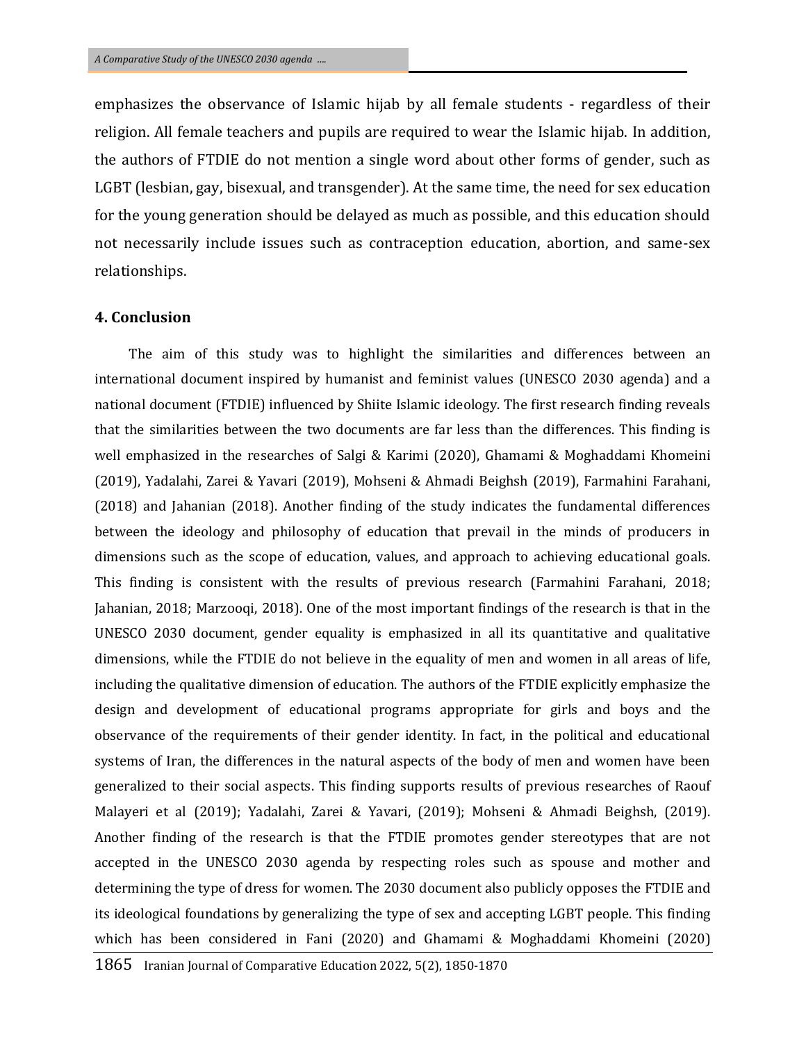emphasizes the observance of Islamic hijab by all female students - regardless of their religion. All female teachers and pupils are required to wear the Islamic hijab. In addition, the authors of FTDIE do not mention a single word about other forms of gender, such as LGBT (lesbian, gay, bisexual, and transgender). At the same time, the need for sex education for the young generation should be delayed as much as possible, and this education should not necessarily include issues such as contraception education, abortion, and same-sex relationships.

## 4. Conclusion

The aim of this study was to highlight the similarities and differences between an international document inspired by humanist and feminist values (UNESCO 2030 agenda) and a national document (FTDIE) influenced by Shiite Islamic ideology. The first research finding reveals that the similarities between the two documents are far less than the differences. This finding is well emphasized in the researches of Salgi & Karimi (2020), Ghamami & Moghaddami Khomeini (2019), Yadalahi, Zarei & Yavari (2019), Mohseni & Ahmadi Beighsh (2019), Farmahini Farahani, (2018) and Jahanian (2018). Another finding of the study indicates the fundamental differences between the ideology and philosophy of education that prevail in the minds of producers in dimensions such as the scope of education, values, and approach to achieving educational goals. This finding is consistent with the results of previous research (Farmahini Farahani, 2018; Jahanian, 2018; Marzooqi, 2018). One of the most important findings of the research is that in the UNESCO 2030 document, gender equality is emphasized in all its quantitative and qualitative dimensions, while the FTDIE do not believe in the equality of men and women in all areas of life, including the qualitative dimension of education. The authors of the FTDIE explicitly emphasize the design and development of educational programs appropriate for girls and boys and the observance of the requirements of their gender identity. In fact, in the political and educational systems of Iran, the differences in the natural aspects of the body of men and women have been generalized to their social aspects. This finding supports results of previous researches of Raouf Malayeri et al (2019); Yadalahi, Zarei & Yavari, (2019); Mohseni & Ahmadi Beighsh, (2019). Another finding of the research is that the FTDIE promotes gender stereotypes that are not accepted in the UNESCO 2030 agenda by respecting roles such as spouse and mother and determining the type of dress for women. The 2030 document also publicly opposes the FTDIE and its ideological foundations by generalizing the type of sex and accepting LGBT people. This finding which has been considered in Fani (2020) and Ghamami & Moghaddami Khomeini (2020)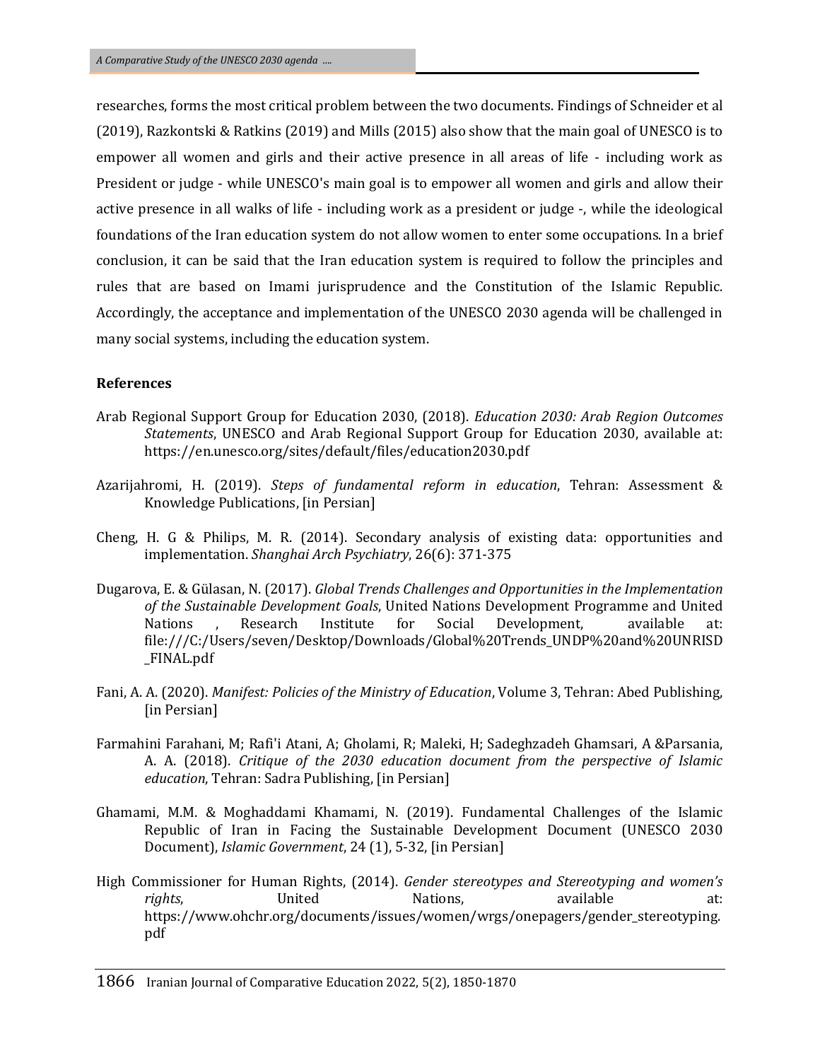researches, forms the most critical problem between the two documents. Findings of Schneider et al (2019), Razkontski & Ratkins (2019) and Mills (2015) also show that the main goal of UNESCO is to empower all women and girls and their active presence in all areas of life - including work as President or judge - while UNESCO's main goal is to empower all women and girls and allow their active presence in all walks of life - including work as a president or judge -, while the ideological foundations of the Iran education system do not allow women to enter some occupations. In a brief conclusion, it can be said that the Iran education system is required to follow the principles and rules that are based on Imami jurisprudence and the Constitution of the Islamic Republic. Accordingly, the acceptance and implementation of the UNESCO 2030 agenda will be challenged in many social systems, including the education system.

**References**

Arab Regional Support Group for Education 2030, (2018). *Education 2030: Arab Region Outcomes Statements*, UNESCO and Arab Regional Support Group for Education 2030, available at: https://en.unesco.org/sites/default/files/education2030.pdf

Azarijahromi, H. (2019). *Steps of fundamental reform in education*, Tehran: Assessment & Knowledge Publications, [in Persian]

Cheng, H. G & Philips, M. R. (2014). Secondary analysis of existing data: opportunities and implementation. *Shanghai Arch Psychiatry*, 26(6): 371-375

Dugarova, E. & Gülasan, N. (2017). *Global Trends Challenges and Opportunities in the Implementation of the Sustainable Development Goals*, United Nations Development Programme and United Nations , Research Institute for Social Development, available at: file:///C:/Users/seven/Desktop/Downloads/Global%20Trends_UNDP%20and%20UNRISD_FINAL.pdf

Fani, A. A. (2020). *Manifest: Policies of the Ministry of Education*, Volume 3, Tehran: Abed Publishing, [in Persian]

Farmahini Farahani, M; Rafi'i Atani, A; Gholami, R; Maleki, H; Sadeghzadeh Ghamsari, A &Parsania, A. A. (2018). *Critique of the 2030 education document from the perspective of Islamic education*, Tehran: Sadra Publishing, [in Persian]

Ghamami, M.M. & Moghaddami Khamami, N. (2019). Fundamental Challenges of the Islamic Republic of Iran in Facing the Sustainable Development Document (UNESCO 2030 Document), *Islamic Government*, 24 (1), 5-32, [in Persian]

High Commissioner for Human Rights, (2014). *Gender stereotypes and Stereotyping and women's rights*, United Nations, available at: https://www.ohchr.org/documents/issues/women/wrgs/onepagers/gender_stereotyping.pdf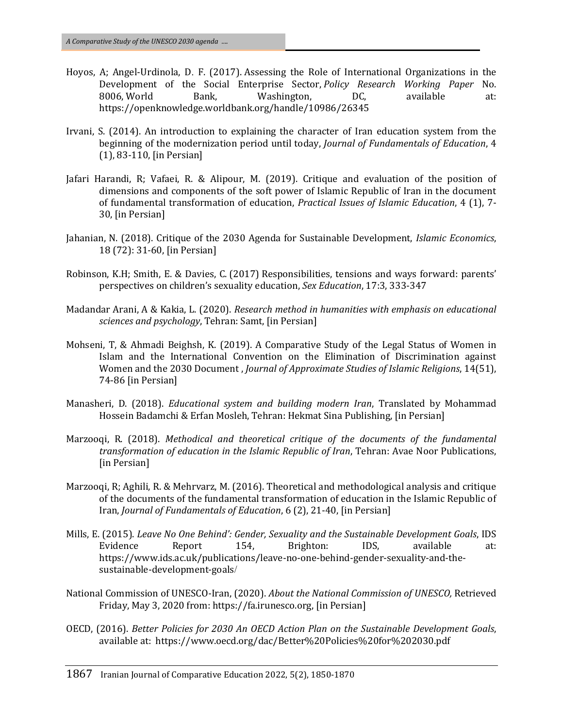Hoyos, A; Angel-Urdinola, D. F. (2017). Assessing the Role of International Organizations in the Development of the Social Enterprise Sector, *Policy Research Working Paper* No. 8006, World Bank, Washington, DC, available at: https://openknowledge.worldbank.org/handle/10986/26345

Irvani, S. (2014). An introduction to explaining the character of Iran education system from the beginning of the modernization period until today, *Journal of Fundamentals of Education*, 4 (1), 83-110, [in Persian]

Jafari Harandi, R; Vafaei, R. & Alipour, M. (2019). Critique and evaluation of the position of dimensions and components of the soft power of Islamic Republic of Iran in the document of fundamental transformation of education, *Practical Issues of Islamic Education*, 4 (1), 7-30, [in Persian]

Jahanian, N. (2018). Critique of the 2030 Agenda for Sustainable Development, *Islamic Economics*, 18 (72): 31-60, [in Persian]

Robinson, K.H; Smith, E. & Davies, C. (2017) Responsibilities, tensions and ways forward: parents' perspectives on children's sexuality education, *Sex Education*, 17:3, 333-347

Madandar Arani, A & Kakia, L. (2020). *Research method in humanities with emphasis on educational sciences and psychology*, Tehran: Samt, [in Persian]

Mohseni, T, & Ahmadi Beighsh, K. (2019). A Comparative Study of the Legal Status of Women in Islam and the International Convention on the Elimination of Discrimination against Women and the 2030 Document , *Journal of Approximate Studies of Islamic Religions*, 14(51), 74-86 [in Persian]

Manasheri, D. (2018). *Educational system and building modern Iran*, Translated by Mohammad Hossein Badamchi & Erfan Mosleh, Tehran: Hekmat Sina Publishing, [in Persian]

Marzooqi, R. (2018). *Methodical and theoretical critique of the documents of the fundamental transformation of education in the Islamic Republic of Iran*, Tehran: Avae Noor Publications, [in Persian]

Marzooqi, R; Aghili, R. & Mehrvarz, M. (2016). Theoretical and methodological analysis and critique of the documents of the fundamental transformation of education in the Islamic Republic of Iran, *Journal of Fundamentals of Education*, 6 (2), 21-40, [in Persian]

Mills, E. (2015). *Leave No One Behind': Gender, Sexuality and the Sustainable Development Goals*, IDS Evidence Report 154, Brighton: IDS, available at: https://www.ids.ac.uk/publications/leave-no-one-behind-gender-sexuality-and-the-sustainable-development-goals/

National Commission of UNESCO-Iran, (2020). *About the National Commission of UNESCO,* Retrieved Friday, May 3, 2020 from: https://fa.irunesco.org, [in Persian]

OECD, (2016). *Better Policies for 2030 An OECD Action Plan on the Sustainable Development Goals*, available at: https://www.oecd.org/dac/Better%20Policies%20for%202030.pdf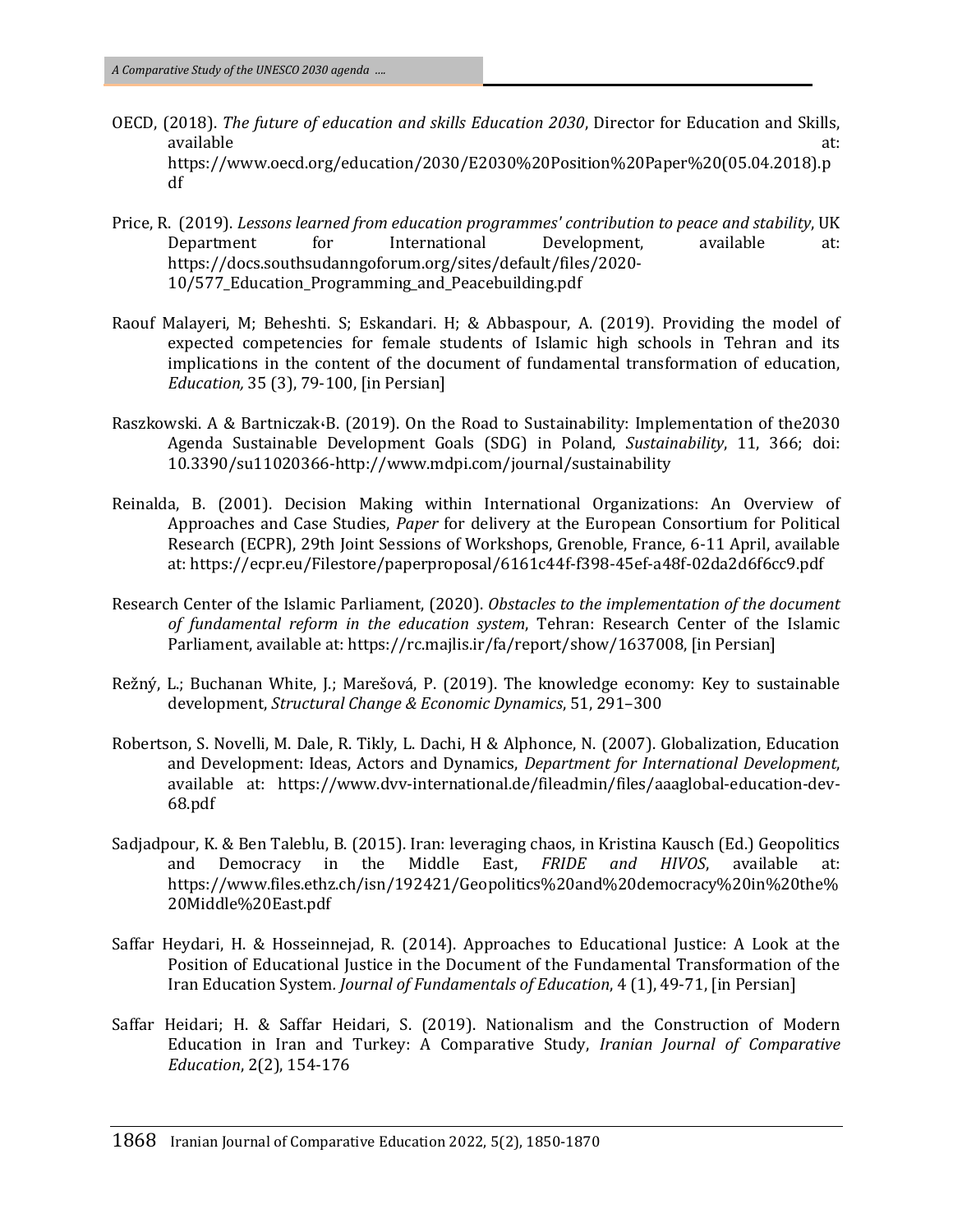OECD, (2018). *The future of education and skills Education 2030*, Director for Education and Skills, available at: https://www.oecd.org/education/2030/E2030%20Position%20Paper%20(05.04.2018).pdf

Price, R. (2019). *Lessons learned from education programmes' contribution to peace and stability*, UK Department for International Development, available at: https://docs.southsudanngoforum.org/sites/default/files/2020-10/577_Education_Programming_and_Peacebuilding.pdf

Raouf Malayeri, M; Beheshti. S; Eskandari. H; & Abbaspour, A. (2019). Providing the model of expected competencies for female students of Islamic high schools in Tehran and its implications in the content of the document of fundamental transformation of education, *Education,* 35 (3), 79-100, [in Persian]

Raszkowski. A & Bartniczak‹B. (2019). On the Road to Sustainability: Implementation of the2030 Agenda Sustainable Development Goals (SDG) in Poland, *Sustainability*, 11, 366; doi: 10.3390/su11020366-http://www.mdpi.com/journal/sustainability

Reinalda, B. (2001). Decision Making within International Organizations: An Overview of Approaches and Case Studies, *Paper* for delivery at the European Consortium for Political Research (ECPR), 29th Joint Sessions of Workshops, Grenoble, France, 6-11 April, available at: https://ecpr.eu/Filestore/paperproposal/6161c44f-f398-45ef-a48f-02da2d6f6cc9.pdf

Research Center of the Islamic Parliament, (2020). *Obstacles to the implementation of the document of fundamental reform in the education system*, Tehran: Research Center of the Islamic Parliament, available at: https://rc.majlis.ir/fa/report/show/1637008, [in Persian]

Režný, L.; Buchanan White, J.; Marešová, P. (2019). The knowledge economy: Key to sustainable development, *Structural Change & Economic Dynamics*, 51, 291–300

Robertson, S. Novelli, M. Dale, R. Tikly, L. Dachi, H & Alphonce, N. (2007). Globalization, Education and Development: Ideas, Actors and Dynamics, *Department for International Development*, available at: https://www.dvv-international.de/fileadmin/files/aaaglobal-education-dev-68.pdf

Sadjadpour, K. & Ben Taleblu, B. (2015). Iran: leveraging chaos, in Kristina Kausch (Ed.) Geopolitics and Democracy in the Middle East, *FRIDE and HIVOS*, available at: https://www.files.ethz.ch/isn/192421/Geopolitics%20and%20democracy%20in%20the%20Middle%20East.pdf

Saffar Heydari, H. & Hosseinnejad, R. (2014). Approaches to Educational Justice: A Look at the Position of Educational Justice in the Document of the Fundamental Transformation of the Iran Education System*. Journal of Fundamentals of Education*, 4 (1), 49-71, [in Persian]

Saffar Heidari; H. & Saffar Heidari, S. (2019). Nationalism and the Construction of Modern Education in Iran and Turkey: A Comparative Study, *Iranian Journal of Comparative Education*, 2(2), 154-176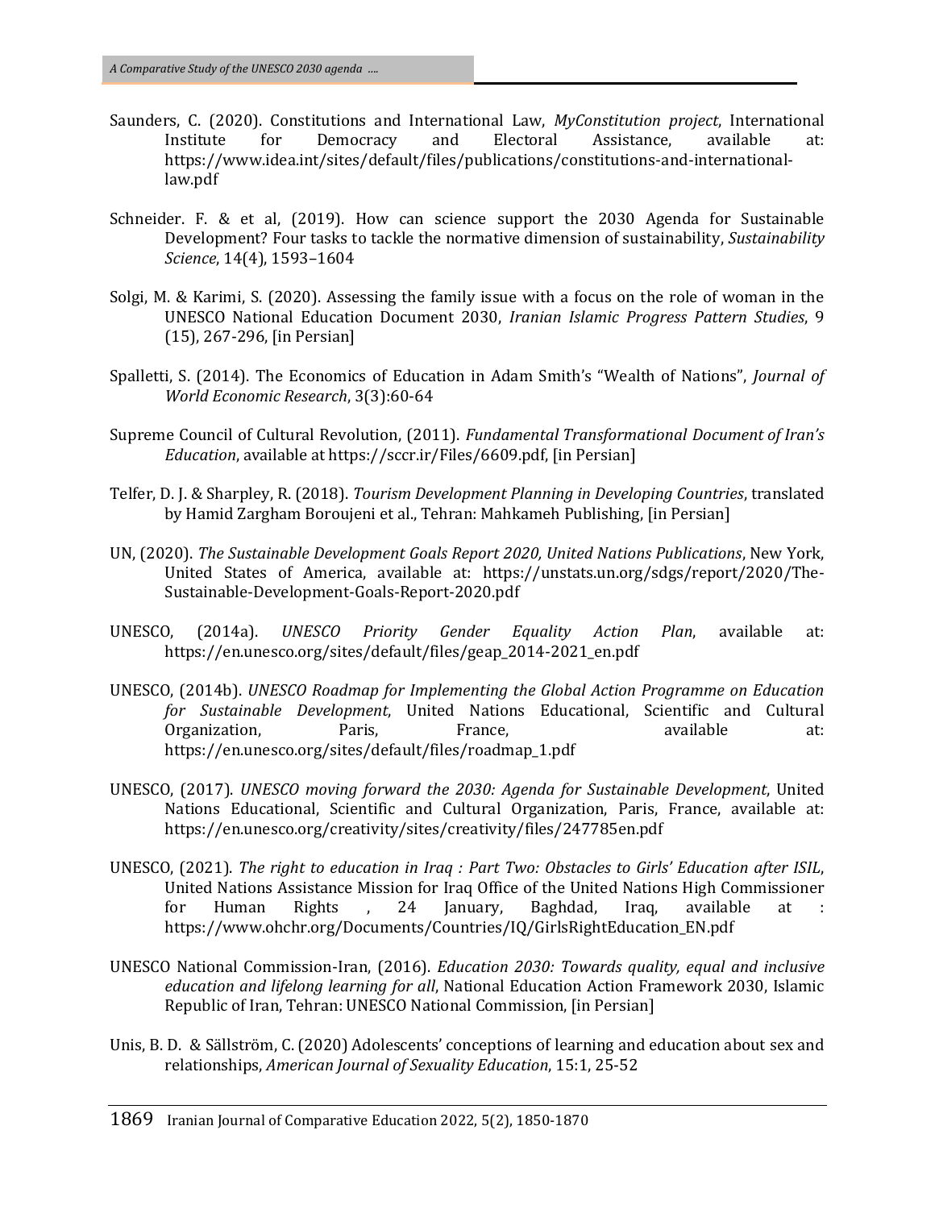Saunders, C. (2020). Constitutions and International Law, *MyConstitution project*, International Institute for Democracy and Electoral Assistance, available at: https://www.idea.int/sites/default/files/publications/constitutions-and-international-law.pdf

Schneider. F. & et al, (2019). How can science support the 2030 Agenda for Sustainable Development? Four tasks to tackle the normative dimension of sustainability, *Sustainability Science*, 14(4), 1593–1604

Solgi, M. & Karimi, S. (2020). Assessing the family issue with a focus on the role of woman in the UNESCO National Education Document 2030, *Iranian Islamic Progress Pattern Studies*, 9 (15), 267-296, [in Persian]

Spalletti, S. (2014). The Economics of Education in Adam Smith's "Wealth of Nations", *Journal of World Economic Research*, 3(3):60-64

Supreme Council of Cultural Revolution, (2011). *Fundamental Transformational Document of Iran's Education*, available at https://sccr.ir/Files/6609.pdf, [in Persian]

Telfer, D. J. & Sharpley, R. (2018). *Tourism Development Planning in Developing Countries*, translated by Hamid Zargham Boroujeni et al., Tehran: Mahkameh Publishing, [in Persian]

UN, (2020). *The Sustainable Development Goals Report 2020, United Nations Publications*, New York, United States of America, available at: https://unstats.un.org/sdgs/report/2020/The-Sustainable-Development-Goals-Report-2020.pdf

UNESCO, (2014a). *UNESCO Priority Gender Equality Action Plan*, available at: https://en.unesco.org/sites/default/files/geap_2014-2021_en.pdf

UNESCO, (2014b). *UNESCO Roadmap for Implementing the Global Action Programme on Education for Sustainable Development*, United Nations Educational, Scientific and Cultural Organization, Paris, France, available at: https://en.unesco.org/sites/default/files/roadmap_1.pdf

UNESCO, (2017). *UNESCO moving forward the 2030: Agenda for Sustainable Development*, United Nations Educational, Scientific and Cultural Organization, Paris, France, available at: https://en.unesco.org/creativity/sites/creativity/files/247785en.pdf

UNESCO, (2021). *The right to education in Iraq : Part Two: Obstacles to Girls' Education after ISIL*, United Nations Assistance Mission for Iraq Office of the United Nations High Commissioner for Human Rights , 24 January, Baghdad, Iraq, available at : https://www.ohchr.org/Documents/Countries/IQ/GirlsRightEducation_EN.pdf

UNESCO National Commission-Iran, (2016). *Education 2030: Towards quality, equal and inclusive education and lifelong learning for all*, National Education Action Framework 2030, Islamic Republic of Iran, Tehran: UNESCO National Commission, [in Persian]

Unis, B. D. & Sällström, C. (2020) Adolescents' conceptions of learning and education about sex and relationships, *American Journal of Sexuality Education*, 15:1, 25-52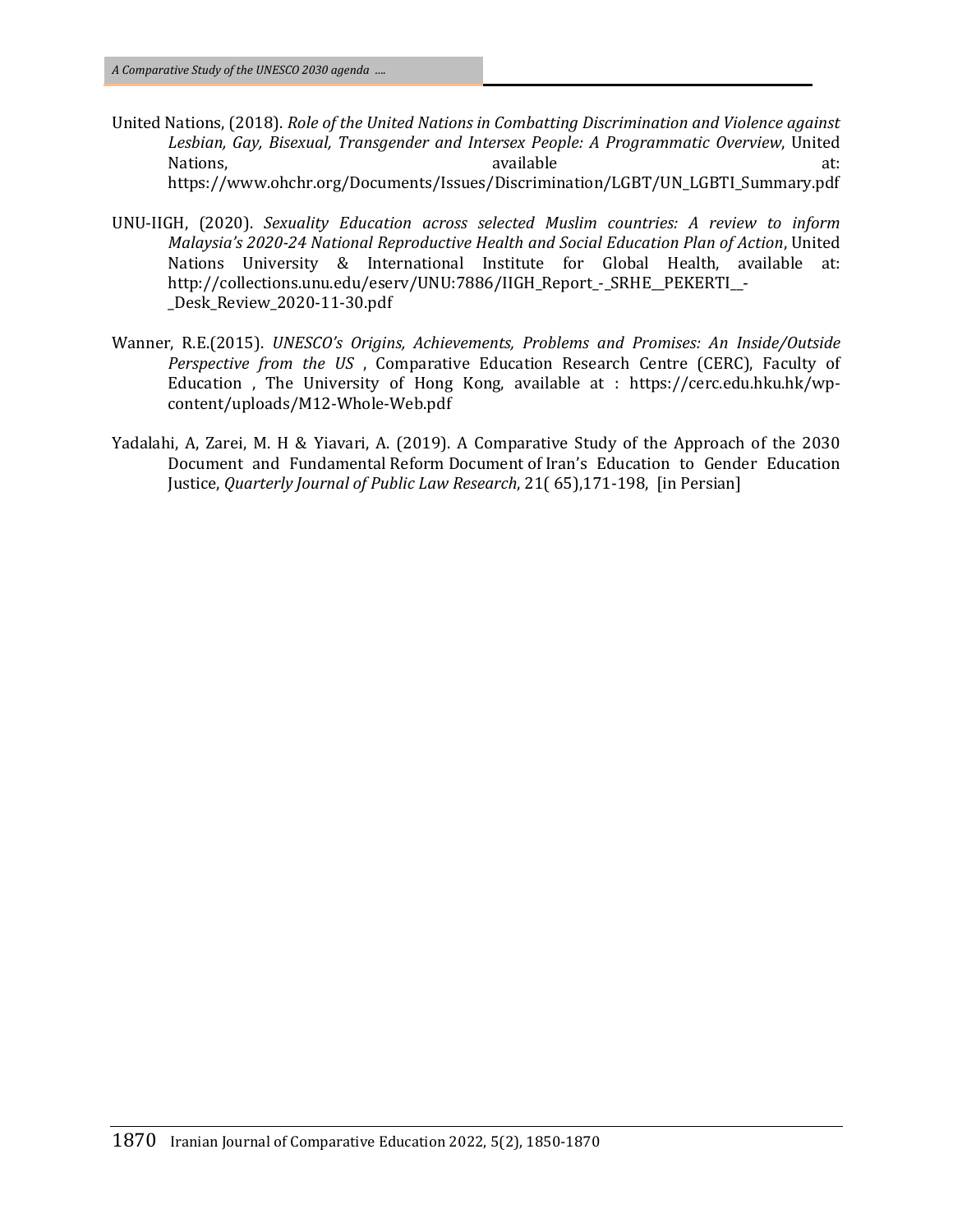United Nations, (2018). *Role of the United Nations in Combatting Discrimination and Violence against Lesbian, Gay, Bisexual, Transgender and Intersex People: A Programmatic Overview*, United Nations, available at: https://www.ohchr.org/Documents/Issues/Discrimination/LGBT/UN_LGBTI_Summary.pdf

UNU-IIGH, (2020). *Sexuality Education across selected Muslim countries: A review to inform Malaysia's 2020-24 National Reproductive Health and Social Education Plan of Action*, United Nations University & International Institute for Global Health, available at: http://collections.unu.edu/eserv/UNU:7886/IIGH_Report_-_SRHE__PEKERTI__-_Desk_Review_2020-11-30.pdf

Wanner, R.E.(2015). *UNESCO's Origins, Achievements, Problems and Promises: An Inside/Outside Perspective from the US* , Comparative Education Research Centre (CERC), Faculty of Education , The University of Hong Kong, available at : https://cerc.edu.hku.hk/wp-content/uploads/M12-Whole-Web.pdf

Yadalahi, A, Zarei, M. H & Yiavari, A. (2019). A Comparative Study of the Approach of the 2030 Document and Fundamental Reform Document of Iran's Education to Gender Education Justice, *Quarterly Journal of Public Law Research*, 21( 65),171-198, [in Persian]